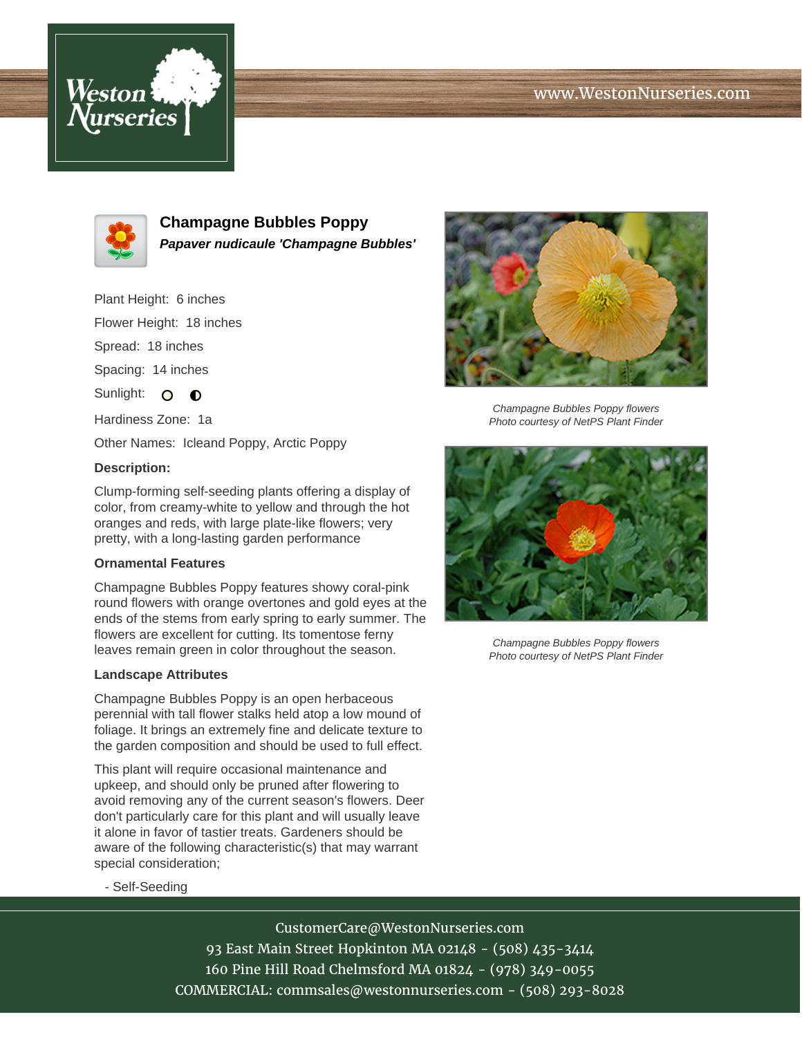# Champagne Bubbles Poppy

***Papaver nudicaule 'Champagne Bubbles'***

Plant Height: 6 inches

Flower Height: 18 inches

Spread: 18 inches

Spacing: 14 inches

Sunlight: ○ ◐

Hardiness Zone: 1a

Other Names: Icleand Poppy, Arctic Poppy

**Description:**

Clump-forming self-seeding plants offering a display of color, from creamy-white to yellow and through the hot oranges and reds, with large plate-like flowers; very pretty, with a long-lasting garden performance

**Ornamental Features**

Champagne Bubbles Poppy features showy coral-pink round flowers with orange overtones and gold eyes at the ends of the stems from early spring to early summer. The flowers are excellent for cutting. Its tomentose ferny leaves remain green in color throughout the season.

**Landscape Attributes**

Champagne Bubbles Poppy is an open herbaceous perennial with tall flower stalks held atop a low mound of foliage. It brings an extremely fine and delicate texture to the garden composition and should be used to full effect.

This plant will require occasional maintenance and upkeep, and should only be pruned after flowering to avoid removing any of the current season's flowers. Deer don't particularly care for this plant and will usually leave it alone in favor of tastier treats. Gardeners should be aware of the following characteristic(s) that may warrant special consideration;

- Self-Seeding

*Champagne Bubbles Poppy flowers*
*Photo courtesy of NetPS Plant Finder*

*Champagne Bubbles Poppy flowers*
*Photo courtesy of NetPS Plant Finder*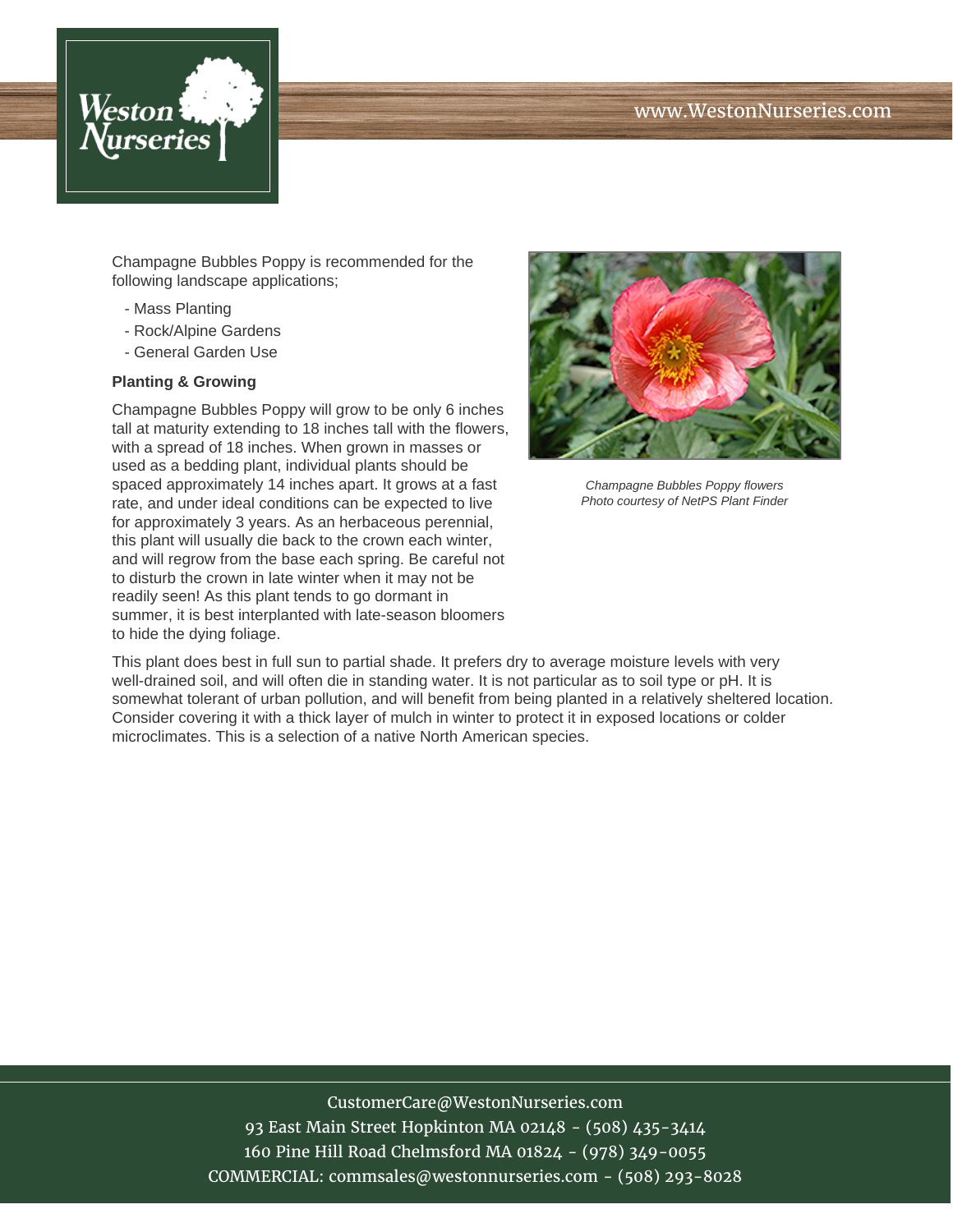Champagne Bubbles Poppy is recommended for the following landscape applications;

- Mass Planting
- Rock/Alpine Gardens
- General Garden Use

**Planting & Growing**

Champagne Bubbles Poppy will grow to be only 6 inches tall at maturity extending to 18 inches tall with the flowers, with a spread of 18 inches. When grown in masses or used as a bedding plant, individual plants should be spaced approximately 14 inches apart. It grows at a fast rate, and under ideal conditions can be expected to live for approximately 3 years. As an herbaceous perennial, this plant will usually die back to the crown each winter, and will regrow from the base each spring. Be careful not to disturb the crown in late winter when it may not be readily seen! As this plant tends to go dormant in summer, it is best interplanted with late-season bloomers to hide the dying foliage.

*Champagne Bubbles Poppy flowers*
*Photo courtesy of NetPS Plant Finder*

This plant does best in full sun to partial shade. It prefers dry to average moisture levels with very well-drained soil, and will often die in standing water. It is not particular as to soil type or pH. It is somewhat tolerant of urban pollution, and will benefit from being planted in a relatively sheltered location. Consider covering it with a thick layer of mulch in winter to protect it in exposed locations or colder microclimates. This is a selection of a native North American species.